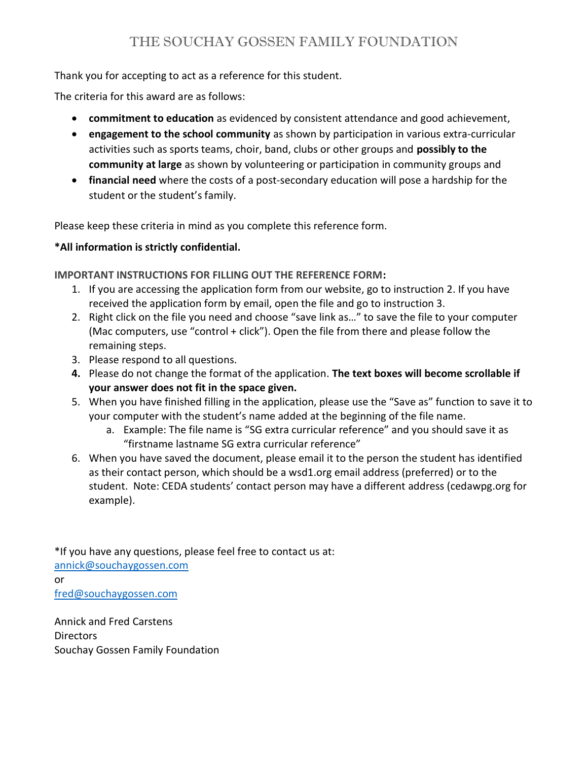# THE SOUCHAY GOSSEN FAMILY FOUNDATION

Thank you for accepting to act as a reference for this student.

The criteria for this award are as follows:

- **commitment to education** as evidenced by consistent attendance and good achievement,
- **engagement to the school community** as shown by participation in various extra-curricular activities such as sports teams, choir, band, clubs or other groups and **possibly to the community at large** as shown by volunteering or participation in community groups and
- **financial need** where the costs of a post-secondary education will pose a hardship for the student or the student's family.

Please keep these criteria in mind as you complete this reference form.

**\*All information is strictly confidential.**

**IMPORTANT INSTRUCTIONS FOR FILLING OUT THE REFERENCE FORM:**

1. If you are accessing the application form from our website, go to instruction 2. If you have received the application form by email, open the file and go to instruction 3.
2. Right click on the file you need and choose "save link as…" to save the file to your computer (Mac computers, use "control + click"). Open the file from there and please follow the remaining steps.
3. Please respond to all questions.
4. Please do not change the format of the application. **The text boxes will become scrollable if your answer does not fit in the space given.**
5. When you have finished filling in the application, please use the "Save as" function to save it to your computer with the student's name added at the beginning of the file name.
   a. Example: The file name is "SG extra curricular reference" and you should save it as "firstname lastname SG extra curricular reference"
6. When you have saved the document, please email it to the person the student has identified as their contact person, which should be a wsd1.org email address (preferred) or to the student. Note: CEDA students' contact person may have a different address (cedawpg.org for example).

*If you have any questions, please feel free to contact us at:
annick@souchaygossen.com
or
fred@souchaygossen.com

Annick and Fred Carstens
Directors
Souchay Gossen Family Foundation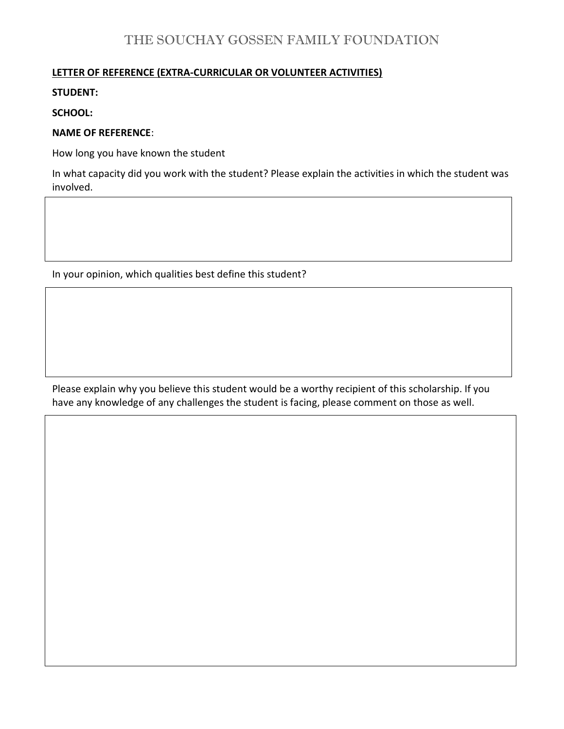# THE SOUCHAY GOSSEN FAMILY FOUNDATION

**LETTER OF REFERENCE (EXTRA-CURRICULAR OR VOLUNTEER ACTIVITIES)**

**STUDENT:**

**SCHOOL:**

**NAME OF REFERENCE**:

How long you have known the student

In what capacity did you work with the student? Please explain the activities in which the student was involved.

In your opinion, which qualities best define this student?

Please explain why you believe this student would be a worthy recipient of this scholarship. If you have any knowledge of any challenges the student is facing, please comment on those as well.